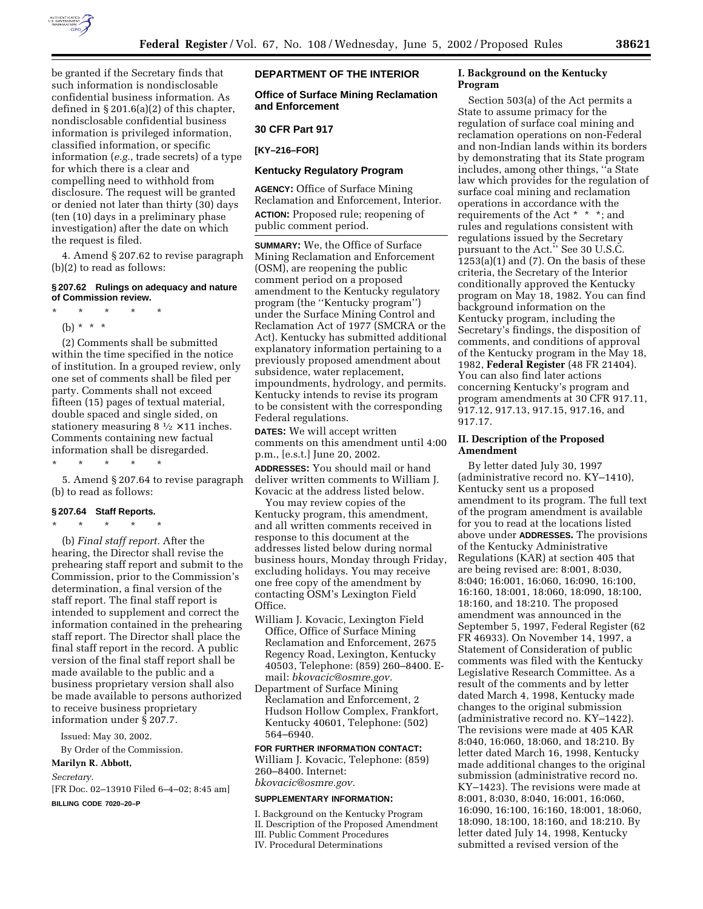be granted if the Secretary finds that such information is nondisclosable confidential business information. As defined in § 201.6(a)(2) of this chapter, nondisclosable confidential business information is privileged information, classified information, or specific information (*e.g.*, trade secrets) of a type for which there is a clear and compelling need to withhold from disclosure. The request will be granted or denied not later than thirty (30) days (ten (10) days in a preliminary phase investigation) after the date on which the request is filed.

4. Amend § 207.62 to revise paragraph (b)(2) to read as follows:

**§ 207.62 Rulings on adequacy and nature of Commission review.**

\* \* \* \* \*

(b) \* \* \*

(2) Comments shall be submitted within the time specified in the notice of institution. In a grouped review, only one set of comments shall be filed per party. Comments shall not exceed fifteen (15) pages of textual material, double spaced and single sided, on stationery measuring 8 ½ ×11 inches. Comments containing new factual information shall be disregarded.

\* \* \* \* \*

5. Amend § 207.64 to revise paragraph (b) to read as follows:

**§ 207.64 Staff Reports.**

\* \* \* \* \*

(b) *Final staff report.* After the hearing, the Director shall revise the prehearing staff report and submit to the Commission, prior to the Commission's determination, a final version of the staff report. The final staff report is intended to supplement and correct the information contained in the prehearing staff report. The Director shall place the final staff report in the record. A public version of the final staff report shall be made available to the public and a business proprietary version shall also be made available to persons authorized to receive business proprietary information under § 207.7.

Issued: May 30, 2002.

By Order of the Commission.

**Marilyn R. Abbott,**

*Secretary.*

[FR Doc. 02–13910 Filed 6–4–02; 8:45 am]

**BILLING CODE 7020–20–P**

## DEPARTMENT OF THE INTERIOR

### Office of Surface Mining Reclamation and Enforcement

### 30 CFR Part 917

**[KY–216–FOR]**

### Kentucky Regulatory Program

**AGENCY:** Office of Surface Mining Reclamation and Enforcement, Interior.

**ACTION:** Proposed rule; reopening of public comment period.

**SUMMARY:** We, the Office of Surface Mining Reclamation and Enforcement (OSM), are reopening the public comment period on a proposed amendment to the Kentucky regulatory program (the ''Kentucky program'') under the Surface Mining Control and Reclamation Act of 1977 (SMCRA or the Act). Kentucky has submitted additional explanatory information pertaining to a previously proposed amendment about subsidence, water replacement, impoundments, hydrology, and permits. Kentucky intends to revise its program to be consistent with the corresponding Federal regulations.

**DATES:** We will accept written comments on this amendment until 4:00 p.m., [e.s.t.] June 20, 2002.

**ADDRESSES:** You should mail or hand deliver written comments to William J. Kovacic at the address listed below.

You may review copies of the Kentucky program, this amendment, and all written comments received in response to this document at the addresses listed below during normal business hours, Monday through Friday, excluding holidays. You may receive one free copy of the amendment by contacting OSM's Lexington Field Office.

William J. Kovacic, Lexington Field Office, Office of Surface Mining Reclamation and Enforcement, 2675 Regency Road, Lexington, Kentucky 40503, Telephone: (859) 260–8400. E-mail: *bkovacic@osmre.gov.*

Department of Surface Mining Reclamation and Enforcement, 2 Hudson Hollow Complex, Frankfort, Kentucky 40601, Telephone: (502) 564–6940.

**FOR FURTHER INFORMATION CONTACT:** William J. Kovacic, Telephone: (859) 260–8400. Internet: *bkovacic@osmre.gov.*

**SUPPLEMENTARY INFORMATION:**

I. Background on the Kentucky Program
II. Description of the Proposed Amendment
III. Public Comment Procedures
IV. Procedural Determinations

### I. Background on the Kentucky Program

Section 503(a) of the Act permits a State to assume primacy for the regulation of surface coal mining and reclamation operations on non-Federal and non-Indian lands within its borders by demonstrating that its State program includes, among other things, ''a State law which provides for the regulation of surface coal mining and reclamation operations in accordance with the requirements of the Act \* \* \*; and rules and regulations consistent with regulations issued by the Secretary pursuant to the Act.'' See 30 U.S.C. 1253(a)(1) and (7). On the basis of these criteria, the Secretary of the Interior conditionally approved the Kentucky program on May 18, 1982. You can find background information on the Kentucky program, including the Secretary's findings, the disposition of comments, and conditions of approval of the Kentucky program in the May 18, 1982, **Federal Register** (48 FR 21404). You can also find later actions concerning Kentucky's program and program amendments at 30 CFR 917.11, 917.12, 917.13, 917.15, 917.16, and 917.17.

### II. Description of the Proposed Amendment

By letter dated July 30, 1997 (administrative record no. KY–1410), Kentucky sent us a proposed amendment to its program. The full text of the program amendment is available for you to read at the locations listed above under **ADDRESSES.** The provisions of the Kentucky Administrative Regulations (KAR) at section 405 that are being revised are: 8:001, 8:030, 8:040; 16:001, 16:060, 16:090, 16:100, 16:160, 18:001, 18:060, 18:090, 18:100, 18:160, and 18:210. The proposed amendment was announced in the September 5, 1997, Federal Register (62 FR 46933). On November 14, 1997, a Statement of Consideration of public comments was filed with the Kentucky Legislative Research Committee. As a result of the comments and by letter dated March 4, 1998, Kentucky made changes to the original submission (administrative record no. KY–1422). The revisions were made at 405 KAR 8:040, 16:060, 18:060, and 18:210. By letter dated March 16, 1998, Kentucky made additional changes to the original submission (administrative record no. KY–1423). The revisions were made at 8:001, 8:030, 8:040, 16:001, 16:060, 16:090, 16:100, 16:160, 18:001, 18:060, 18:090, 18:100, 18:160, and 18:210. By letter dated July 14, 1998, Kentucky submitted a revised version of the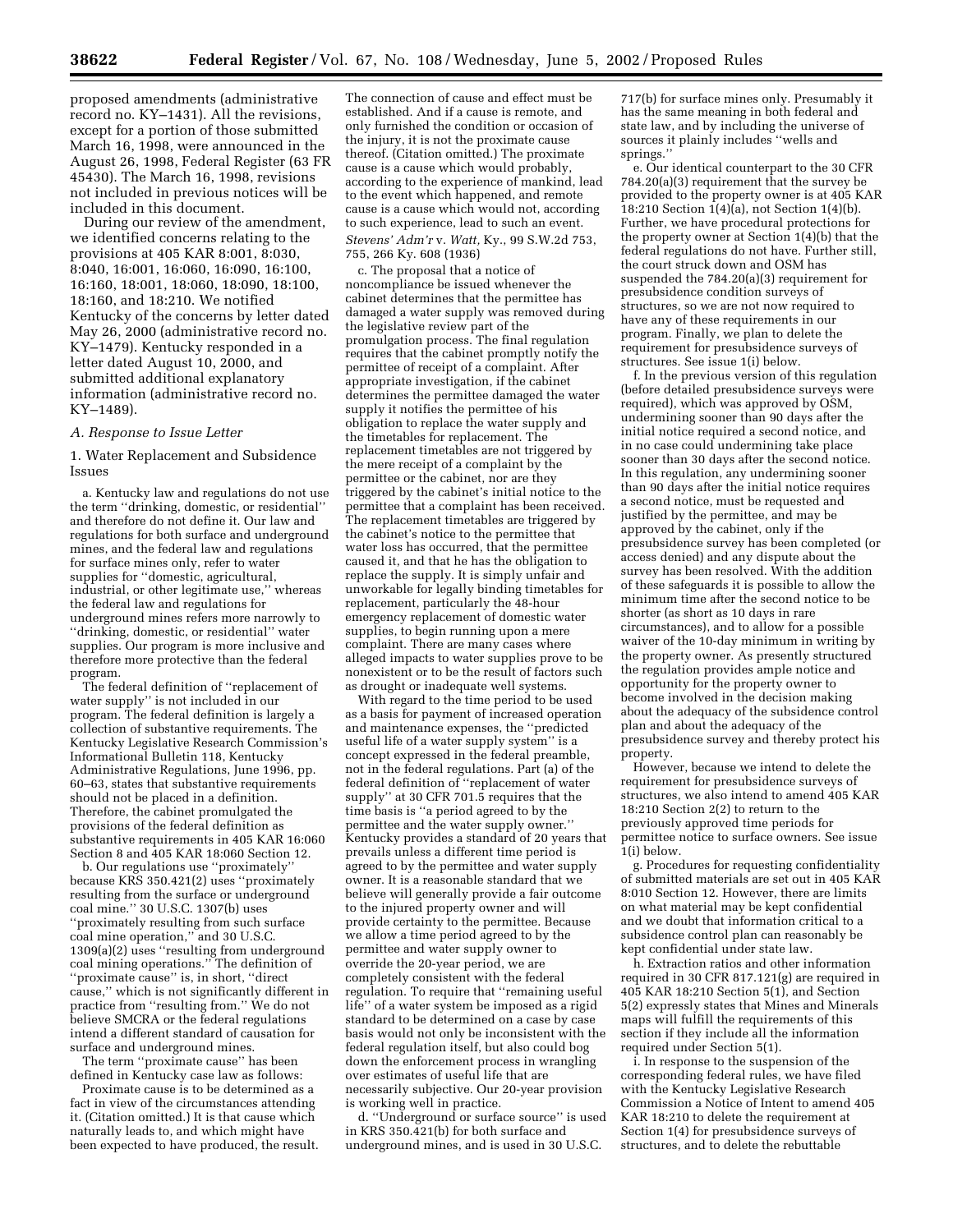proposed amendments (administrative record no. KY–1431). All the revisions, except for a portion of those submitted March 16, 1998, were announced in the August 26, 1998, Federal Register (63 FR 45430). The March 16, 1998, revisions not included in previous notices will be included in this document.

During our review of the amendment, we identified concerns relating to the provisions at 405 KAR 8:001, 8:030, 8:040, 16:001, 16:060, 16:090, 16:100, 16:160, 18:001, 18:060, 18:090, 18:100, 18:160, and 18:210. We notified Kentucky of the concerns by letter dated May 26, 2000 (administrative record no. KY–1479). Kentucky responded in a letter dated August 10, 2000, and submitted additional explanatory information (administrative record no. KY–1489).

### A. Response to Issue Letter

#### 1. Water Replacement and Subsidence Issues

a. Kentucky law and regulations do not use the term ''drinking, domestic, or residential'' and therefore do not define it. Our law and regulations for both surface and underground mines, and the federal law and regulations for surface mines only, refer to water supplies for ''domestic, agricultural, industrial, or other legitimate use,'' whereas the federal law and regulations for underground mines refers more narrowly to ''drinking, domestic, or residential'' water supplies. Our program is more inclusive and therefore more protective than the federal program.

The federal definition of ''replacement of water supply'' is not included in our program. The federal definition is largely a collection of substantive requirements. The Kentucky Legislative Research Commission's Informational Bulletin 118, Kentucky Administrative Regulations, June 1996, pp. 60–63, states that substantive requirements should not be placed in a definition. Therefore, the cabinet promulgated the provisions of the federal definition as substantive requirements in 405 KAR 16:060 Section 8 and 405 KAR 18:060 Section 12.

b. Our regulations use ''proximately'' because KRS 350.421(2) uses ''proximately resulting from the surface or underground coal mine.'' 30 U.S.C. 1307(b) uses ''proximately resulting from such surface coal mine operation,'' and 30 U.S.C. 1309(a)(2) uses ''resulting from underground coal mining operations.'' The definition of ''proximate cause'' is, in short, ''direct cause,'' which is not significantly different in practice from ''resulting from.'' We do not believe SMCRA or the federal regulations intend a different standard of causation for surface and underground mines.

The term ''proximate cause'' has been defined in Kentucky case law as follows:

Proximate cause is to be determined as a fact in view of the circumstances attending it. (Citation omitted.) It is that cause which naturally leads to, and which might have been expected to have produced, the result. The connection of cause and effect must be established. And if a cause is remote, and only furnished the condition or occasion of the injury, it is not the proximate cause thereof. (Citation omitted.) The proximate cause is a cause which would probably, according to the experience of mankind, lead to the event which happened, and remote cause is a cause which would not, according to such experience, lead to such an event. *Stevens' Adm'r* v. *Watt,* Ky., 99 S.W.2d 753, 755, 266 Ky. 608 (1936)

c. The proposal that a notice of noncompliance be issued whenever the cabinet determines that the permittee has damaged a water supply was removed during the legislative review part of the promulgation process. The final regulation requires that the cabinet promptly notify the permittee of receipt of a complaint. After appropriate investigation, if the cabinet determines the permittee damaged the water supply it notifies the permittee of his obligation to replace the water supply and the timetables for replacement. The replacement timetables are not triggered by the mere receipt of a complaint by the permittee or the cabinet, nor are they triggered by the cabinet's initial notice to the permittee that a complaint has been received. The replacement timetables are triggered by the cabinet's notice to the permittee that water loss has occurred, that the permittee caused it, and that he has the obligation to replace the supply. It is simply unfair and unworkable for legally binding timetables for replacement, particularly the 48-hour emergency replacement of domestic water supplies, to begin running upon a mere complaint. There are many cases where alleged impacts to water supplies prove to be nonexistent or to be the result of factors such as drought or inadequate well systems.

With regard to the time period to be used as a basis for payment of increased operation and maintenance expenses, the ''predicted useful life of a water supply system'' is a concept expressed in the federal preamble, not in the federal regulations. Part (a) of the federal definition of ''replacement of water supply'' at 30 CFR 701.5 requires that the time basis is ''a period agreed to by the permittee and the water supply owner.'' Kentucky provides a standard of 20 years that prevails unless a different time period is agreed to by the permittee and water supply owner. It is a reasonable standard that we believe will generally provide a fair outcome to the injured property owner and will provide certainty to the permittee. Because we allow a time period agreed to by the permittee and water supply owner to override the 20-year period, we are completely consistent with the federal regulation. To require that ''remaining useful life'' of a water system be imposed as a rigid standard to be determined on a case by case basis would not only be inconsistent with the federal regulation itself, but also could bog down the enforcement process in wrangling over estimates of useful life that are necessarily subjective. Our 20-year provision is working well in practice.

d. ''Underground or surface source'' is used in KRS 350.421(b) for both surface and underground mines, and is used in 30 U.S.C. 717(b) for surface mines only. Presumably it has the same meaning in both federal and state law, and by including the universe of sources it plainly includes ''wells and springs.''

e. Our identical counterpart to the 30 CFR 784.20(a)(3) requirement that the survey be provided to the property owner is at 405 KAR 18:210 Section 1(4)(a), not Section 1(4)(b). Further, we have procedural protections for the property owner at Section 1(4)(b) that the federal regulations do not have. Further still, the court struck down and OSM has suspended the 784.20(a)(3) requirement for presubsidence condition surveys of structures, so we are not now required to have any of these requirements in our program. Finally, we plan to delete the requirement for presubsidence surveys of structures. See issue 1(i) below.

f. In the previous version of this regulation (before detailed presubsidence surveys were required), which was approved by OSM, undermining sooner than 90 days after the initial notice required a second notice, and in no case could undermining take place sooner than 30 days after the second notice. In this regulation, any undermining sooner than 90 days after the initial notice requires a second notice, must be requested and justified by the permittee, and may be approved by the cabinet, only if the presubsidence survey has been completed (or access denied) and any dispute about the survey has been resolved. With the addition of these safeguards it is possible to allow the minimum time after the second notice to be shorter (as short as 10 days in rare circumstances), and to allow for a possible waiver of the 10-day minimum in writing by the property owner. As presently structured the regulation provides ample notice and opportunity for the property owner to become involved in the decision making about the adequacy of the subsidence control plan and about the adequacy of the presubsidence survey and thereby protect his property.

However, because we intend to delete the requirement for presubsidence surveys of structures, we also intend to amend 405 KAR 18:210 Section 2(2) to return to the previously approved time periods for permittee notice to surface owners. See issue 1(i) below.

g. Procedures for requesting confidentiality of submitted materials are set out in 405 KAR 8:010 Section 12. However, there are limits on what material may be kept confidential and we doubt that information critical to a subsidence control plan can reasonably be kept confidential under state law.

h. Extraction ratios and other information required in 30 CFR 817.121(g) are required in 405 KAR 18:210 Section 5(1), and Section 5(2) expressly states that Mines and Minerals maps will fulfill the requirements of this section if they include all the information required under Section 5(1).

i. In response to the suspension of the corresponding federal rules, we have filed with the Kentucky Legislative Research Commission a Notice of Intent to amend 405 KAR 18:210 to delete the requirement at Section 1(4) for presubsidence surveys of structures, and to delete the rebuttable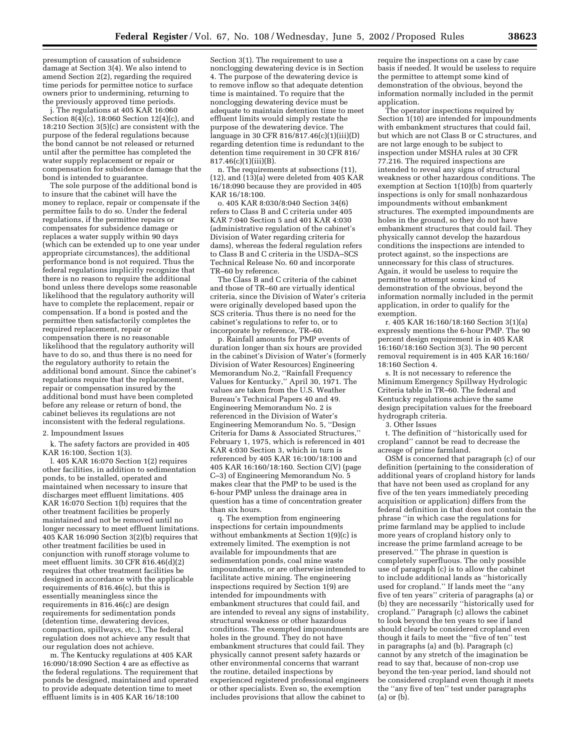presumption of causation of subsidence damage at Section 3(4). We also intend to amend Section 2(2), regarding the required time periods for permittee notice to surface owners prior to undermining, returning to the previously approved time periods.

j. The regulations at 405 KAR 16:060 Section 8(4)(c), 18:060 Section 12(4)(c), and 18:210 Section 3(5)(c) are consistent with the purpose of the federal regulations because the bond cannot be not released or returned until after the permittee has completed the water supply replacement or repair or compensation for subsidence damage that the bond is intended to guarantee.

The sole purpose of the additional bond is to insure that the cabinet will have the money to replace, repair or compensate if the permittee fails to do so. Under the federal regulations, if the permittee repairs or compensates for subsidence damage or replaces a water supply within 90 days (which can be extended up to one year under appropriate circumstances), the additional performance bond is not required. Thus the federal regulations implicitly recognize that there is no reason to require the additional bond unless there develops some reasonable likelihood that the regulatory authority will have to complete the replacement, repair or compensation. If a bond is posted and the permittee then satisfactorily completes the required replacement, repair or compensation there is no reasonable likelihood that the regulatory authority will have to do so, and thus there is no need for the regulatory authority to retain the additional bond amount. Since the cabinet's regulations require that the replacement, repair or compensation insured by the additional bond must have been completed before any release or return of bond, the cabinet believes its regulations are not inconsistent with the federal regulations.

2. Impoundment Issues

k. The safety factors are provided in 405 KAR 16:100, Section 1(3).

l. 405 KAR 16:070 Section 1(2) requires other facilities, in addition to sedimentation ponds, to be installed, operated and maintained when necessary to insure that discharges meet effluent limitations. 405 KAR 16:070 Section 1(b) requires that the other treatment facilities be properly maintained and not be removed until no longer necessary to meet effluent limitations. 405 KAR 16:090 Section 3(2)(b) requires that other treatment facilities be used in conjunction with runoff storage volume to meet effluent limits. 30 CFR 816.46(d)(2) requires that other treatment facilities be designed in accordance with the applicable requirements of 816.46(c), but this is essentially meaningless since the requirements in 816.46(c) are design requirements for sedimentation ponds (detention time, dewatering devices, compaction, spillways, etc.). The federal regulation does not achieve any result that our regulation does not achieve.

m. The Kentucky regulations at 405 KAR 16:090/18:090 Section 4 are as effective as the federal regulations. The requirement that ponds be designed, maintained and operated to provide adequate detention time to meet effluent limits is in 405 KAR 16/18:100 Section 3(1). The requirement to use a nonclogging dewatering device is in Section 4. The purpose of the dewatering device is to remove inflow so that adequate detention time is maintained. To require that the nonclogging dewatering device must be adequate to maintain detention time to meet effluent limits would simply restate the purpose of the dewatering device. The language in 30 CFR 816/817.46(c)(1)(iii)(D) regarding detention time is redundant to the detention time requirement in 30 CFR 816/817.46(c)(1)(iii)(B).

n. The requirements at subsections (11), (12), and (13)(a) were deleted from 405 KAR 16/18:090 because they are provided in 405 KAR 16/18:100.

o. 405 KAR 8:030/8:040 Section 34(6) refers to Class B and C criteria under 405 KAR 7:040 Section 5 and 401 KAR 4:030 (administrative regulation of the cabinet's Division of Water regarding criteria for dams), whereas the federal regulation refers to Class B and C criteria in the USDA–SCS Technical Release No. 60 and incorporate TR–60 by reference.

The Class B and C criteria of the cabinet and those of TR–60 are virtually identical criteria, since the Division of Water's criteria were originally developed based upon the SCS criteria. Thus there is no need for the cabinet's regulations to refer to, or to incorporate by reference, TR–60.

p. Rainfall amounts for PMP events of duration longer than six hours are provided in the cabinet's Division of Water's (formerly Division of Water Resources) Engineering Memorandum No.2, "Rainfall Frequency Values for Kentucky," April 30, 1971. The values are taken from the U.S. Weather Bureau's Technical Papers 40 and 49. Engineering Memorandum No. 2 is referenced in the Division of Water's Engineering Memorandum No. 5, "Design Criteria for Dams & Associated Structures," February 1, 1975, which is referenced in 401 KAR 4:030 Section 3, which in turn is referenced by 405 KAR 16:100/18:100 and 405 KAR 16:160/18:160. Section C(V) (page C–3) of Engineering Memorandum No. 5 makes clear that the PMP to be used is the 6-hour PMP unless the drainage area in question has a time of concentration greater than six hours.

q. The exemption from engineering inspections for certain impoundments without embankments at Section 1(9)(c) is extremely limited. The exemption is not available for impoundments that are sedimentation ponds, coal mine waste impoundments, or are otherwise intended to facilitate active mining. The engineering inspections required by Section 1(9) are intended for impoundments with embankment structures that could fail, and are intended to reveal any signs of instability, structural weakness or other hazardous conditions. The exempted impoundments are holes in the ground. They do not have embankment structures that could fail. They physically cannot present safety hazards or other environmental concerns that warrant the routine, detailed inspections by experienced registered professional engineers or other specialists. Even so, the exemption includes provisions that allow the cabinet to require the inspections on a case by case basis if needed. It would be useless to require the permittee to attempt some kind of demonstration of the obvious, beyond the information normally included in the permit application.

The operator inspections required by Section 1(10) are intended for impoundments with embankment structures that could fail, but which are not Class B or C structures, and are not large enough to be subject to inspection under MSHA rules at 30 CFR 77.216. The required inspections are intended to reveal any signs of structural weakness or other hazardous conditions. The exemption at Section 1(10)(b) from quarterly inspections is only for small nonhazardous impoundments without embankment structures. The exempted impoundments are holes in the ground, so they do not have embankment structures that could fail. They physically cannot develop the hazardous conditions the inspections are intended to protect against, so the inspections are unnecessary for this class of structures. Again, it would be useless to require the permittee to attempt some kind of demonstration of the obvious, beyond the information normally included in the permit application, in order to qualify for the exemption.

r. 405 KAR 16:160/18:160 Section 3(1)(a) expressly mentions the 6-hour PMP. The 90 percent design requirement is in 405 KAR 16:160/18:160 Section 3(3). The 90 percent removal requirement is in 405 KAR 16:160/18:160 Section 4.

s. It is not necessary to reference the Minimum Emergency Spillway Hydrologic Criteria table in TR–60. The federal and Kentucky regulations achieve the same design precipitation values for the freeboard hydrograph criteria.

3. Other Issues

t. The definition of "historically used for cropland" cannot be read to decrease the acreage of prime farmland.

OSM is concerned that paragraph (c) of our definition (pertaining to the consideration of additional years of cropland history for lands that have not been used as cropland for any five of the ten years immediately preceding acquisition or application) differs from the federal definition in that does not contain the phrase "in which case the regulations for prime farmland may be applied to include more years of cropland history only to increase the prime farmland acreage to be preserved." The phrase in question is completely superfluous. The only possible use of paragraph (c) is to allow the cabinet to include additional lands as "historically used for cropland." If lands meet the "any five of ten years" criteria of paragraphs (a) or (b) they are necessarily "historically used for cropland." Paragraph (c) allows the cabinet to look beyond the ten years to see if land should clearly be considered cropland even though it fails to meet the "five of ten" test in paragraphs (a) and (b). Paragraph (c) cannot by any stretch of the imagination be read to say that, because of non-crop use beyond the ten-year period, land should not be considered cropland even though it meets the "any five of ten" test under paragraphs (a) or (b).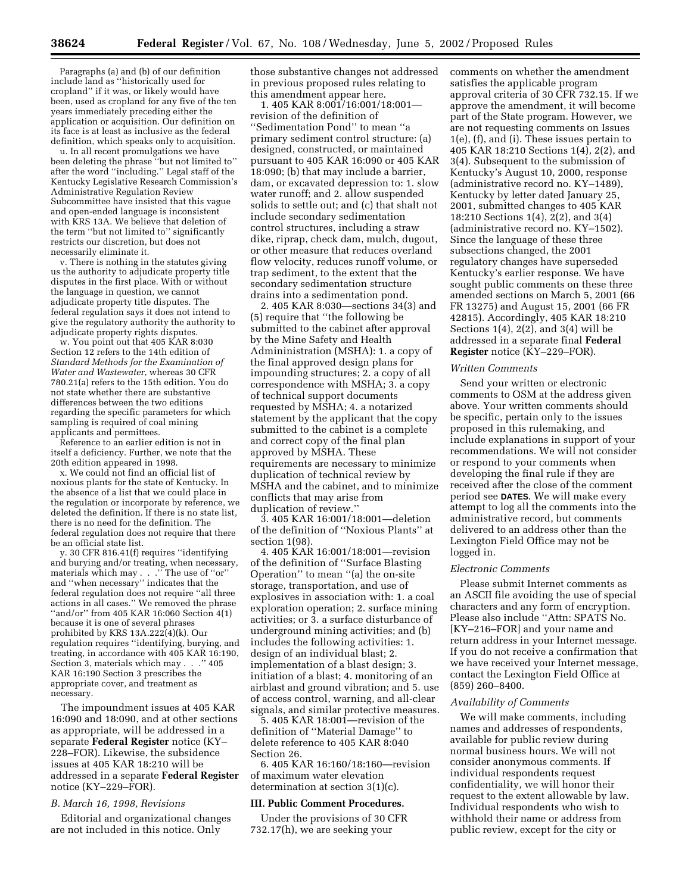Paragraphs (a) and (b) of our definition include land as "historically used for cropland" if it was, or likely would have been, used as cropland for any five of the ten years immediately preceding either the application or acquisition. Our definition on its face is at least as inclusive as the federal definition, which speaks only to acquisition.

u. In all recent promulgations we have been deleting the phrase "but not limited to" after the word "including." Legal staff of the Kentucky Legislative Research Commission's Administrative Regulation Review Subcommittee have insisted that this vague and open-ended language is inconsistent with KRS 13A. We believe that deletion of the term "but not limited to" significantly restricts our discretion, but does not necessarily eliminate it.

v. There is nothing in the statutes giving us the authority to adjudicate property title disputes in the first place. With or without the language in question, we cannot adjudicate property title disputes. The federal regulation says it does not intend to give the regulatory authority the authority to adjudicate property rights disputes.

w. You point out that 405 KAR 8:030 Section 12 refers to the 14th edition of *Standard Methods for the Examination of Water and Wastewater*, whereas 30 CFR 780.21(a) refers to the 15th edition. You do not state whether there are substantive differences between the two editions regarding the specific parameters for which sampling is required of coal mining applicants and permittees.

Reference to an earlier edition is not in itself a deficiency. Further, we note that the 20th edition appeared in 1998.

x. We could not find an official list of noxious plants for the state of Kentucky. In the absence of a list that we could place in the regulation or incorporate by reference, we deleted the definition. If there is no state list, there is no need for the definition. The federal regulation does not require that there be an official state list.

y. 30 CFR 816.41(f) requires "identifying and burying and/or treating, when necessary, materials which may . . ." The use of "or" and "when necessary" indicates that the federal regulation does not require "all three actions in all cases." We removed the phrase "and/or" from 405 KAR 16:060 Section 4(1) because it is one of several phrases prohibited by KRS 13A.222(4)(k). Our regulation requires "identifying, burying, and treating, in accordance with 405 KAR 16:190, Section 3, materials which may . . ." 405 KAR 16:190 Section 3 prescribes the appropriate cover, and treatment as necessary.

The impoundment issues at 405 KAR 16:090 and 18:090, and at other sections as appropriate, will be addressed in a separate **Federal Register** notice (KY–228–FOR). Likewise, the subsidence issues at 405 KAR 18:210 will be addressed in a separate **Federal Register** notice (KY–229–FOR).

### *B. March 16, 1998, Revisions*

Editorial and organizational changes are not included in this notice. Only those substantive changes not addressed in previous proposed rules relating to this amendment appear here.

1. 405 KAR 8:001/16:001/18:001—revision of the definition of "Sedimentation Pond" to mean "a primary sediment control structure: (a) designed, constructed, or maintained pursuant to 405 KAR 16:090 or 405 KAR 18:090; (b) that may include a barrier, dam, or excavated depression to: 1. slow water runoff; and 2. allow suspended solids to settle out; and (c) that shalt not include secondary sedimentation control structures, including a straw dike, riprap, check dam, mulch, dugout, or other measure that reduces overland flow velocity, reduces runoff volume, or trap sediment, to the extent that the secondary sedimentation structure drains into a sedimentation pond.

2. 405 KAR 8:030—sections 34(3) and (5) require that "the following be submitted to the cabinet after approval by the Mine Safety and Health Admininistration (MSHA): 1. a copy of the final approved design plans for impounding structures; 2. a copy of all correspondence with MSHA; 3. a copy of technical support documents requested by MSHA; 4. a notarized statement by the applicant that the copy submitted to the cabinet is a complete and correct copy of the final plan approved by MSHA. These requirements are necessary to minimize duplication of technical review by MSHA and the cabinet, and to minimize conflicts that may arise from duplication of review."

3. 405 KAR 16:001/18:001—deletion of the definition of "Noxious Plants" at section 1(98).

4. 405 KAR 16:001/18:001—revision of the definition of "Surface Blasting Operation" to mean "(a) the on-site storage, transportation, and use of explosives in association with: 1. a coal exploration operation; 2. surface mining activities; or 3. a surface disturbance of underground mining activities; and (b) includes the following activities: 1. design of an individual blast; 2. implementation of a blast design; 3. initiation of a blast; 4. monitoring of an airblast and ground vibration; and 5. use of access control, warning, and all-clear signals, and similar protective measures.

5. 405 KAR 18:001—revision of the definition of "Material Damage" to delete reference to 405 KAR 8:040 Section 26.

6. 405 KAR 16:160/18:160—revision of maximum water elevation determination at section 3(1)(c).

## III. Public Comment Procedures.

Under the provisions of 30 CFR 732.17(h), we are seeking your comments on whether the amendment satisfies the applicable program approval criteria of 30 CFR 732.15. If we approve the amendment, it will become part of the State program. However, we are not requesting comments on Issues 1(e), (f), and (i). These issues pertain to 405 KAR 18:210 Sections 1(4), 2(2), and 3(4). Subsequent to the submission of Kentucky's August 10, 2000, response (administrative record no. KY–1489), Kentucky by letter dated January 25, 2001, submitted changes to 405 KAR 18:210 Sections 1(4), 2(2), and 3(4) (administrative record no. KY–1502). Since the language of these three subsections changed, the 2001 regulatory changes have superseded Kentucky's earlier response. We have sought public comments on these three amended sections on March 5, 2001 (66 FR 13275) and August 15, 2001 (66 FR 42815). Accordingly, 405 KAR 18:210 Sections 1(4), 2(2), and 3(4) will be addressed in a separate final **Federal Register** notice (KY–229–FOR).

### *Written Comments*

Send your written or electronic comments to OSM at the address given above. Your written comments should be specific, pertain only to the issues proposed in this rulemaking, and include explanations in support of your recommendations. We will not consider or respond to your comments when developing the final rule if they are received after the close of the comment period see **DATES**. We will make every attempt to log all the comments into the administrative record, but comments delivered to an address other than the Lexington Field Office may not be logged in.

### *Electronic Comments*

Please submit Internet comments as an ASCII file avoiding the use of special characters and any form of encryption. Please also include "Attn: SPATS No. [KY–216–FOR] and your name and return address in your Internet message. If you do not receive a confirmation that we have received your Internet message, contact the Lexington Field Office at (859) 260–8400.

### *Availability of Comments*

We will make comments, including names and addresses of respondents, available for public review during normal business hours. We will not consider anonymous comments. If individual respondents request confidentiality, we will honor their request to the extent allowable by law. Individual respondents who wish to withhold their name or address from public review, except for the city or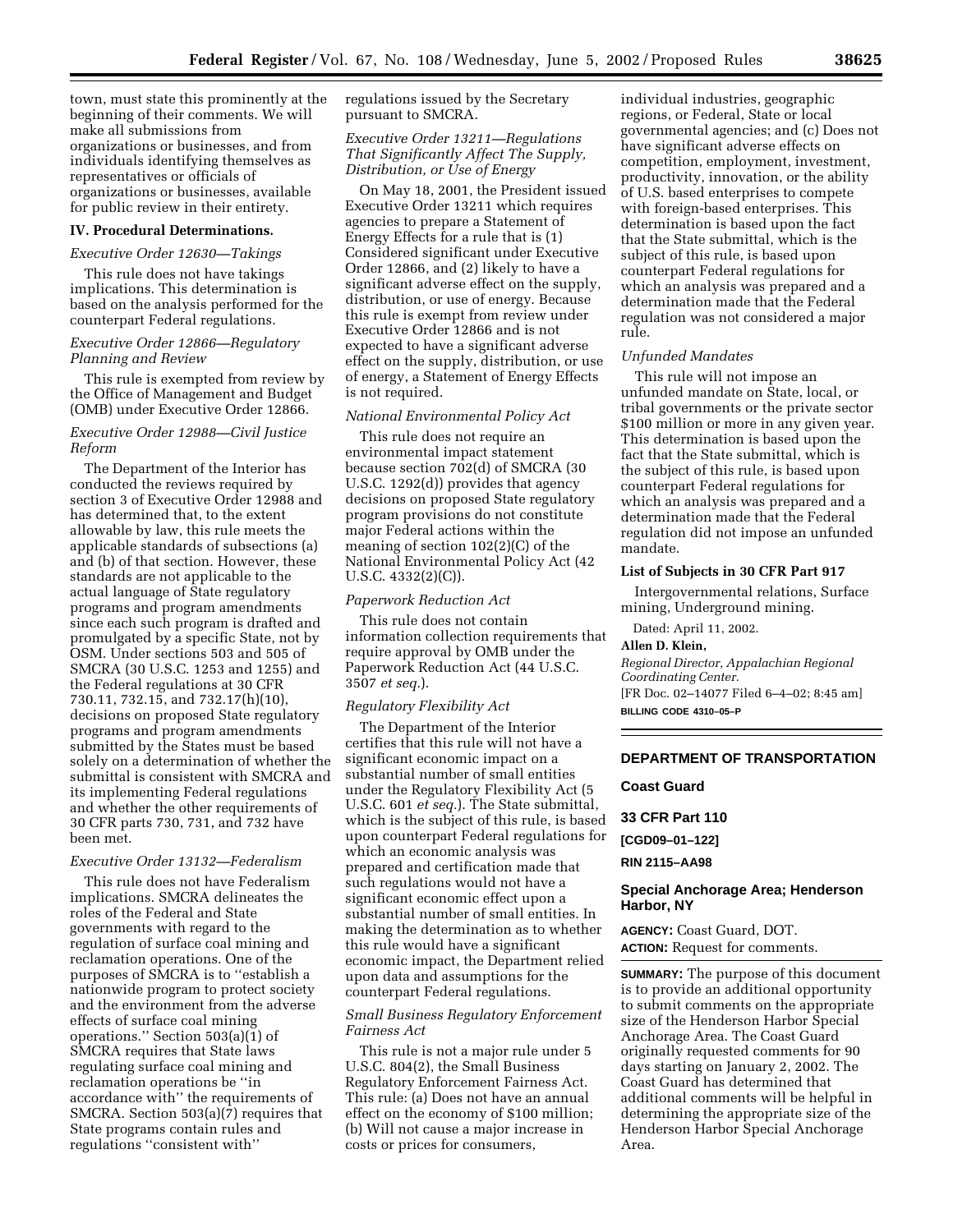town, must state this prominently at the beginning of their comments. We will make all submissions from organizations or businesses, and from individuals identifying themselves as representatives or officials of organizations or businesses, available for public review in their entirety.

**IV. Procedural Determinations.**

*Executive Order 12630—Takings*

This rule does not have takings implications. This determination is based on the analysis performed for the counterpart Federal regulations.

*Executive Order 12866—Regulatory Planning and Review*

This rule is exempted from review by the Office of Management and Budget (OMB) under Executive Order 12866.

*Executive Order 12988—Civil Justice Reform*

The Department of the Interior has conducted the reviews required by section 3 of Executive Order 12988 and has determined that, to the extent allowable by law, this rule meets the applicable standards of subsections (a) and (b) of that section. However, these standards are not applicable to the actual language of State regulatory programs and program amendments since each such program is drafted and promulgated by a specific State, not by OSM. Under sections 503 and 505 of SMCRA (30 U.S.C. 1253 and 1255) and the Federal regulations at 30 CFR 730.11, 732.15, and 732.17(h)(10), decisions on proposed State regulatory programs and program amendments submitted by the States must be based solely on a determination of whether the submittal is consistent with SMCRA and its implementing Federal regulations and whether the other requirements of 30 CFR parts 730, 731, and 732 have been met.

*Executive Order 13132—Federalism*

This rule does not have Federalism implications. SMCRA delineates the roles of the Federal and State governments with regard to the regulation of surface coal mining and reclamation operations. One of the purposes of SMCRA is to ''establish a nationwide program to protect society and the environment from the adverse effects of surface coal mining operations.'' Section 503(a)(1) of SMCRA requires that State laws regulating surface coal mining and reclamation operations be ''in accordance with'' the requirements of SMCRA. Section 503(a)(7) requires that State programs contain rules and regulations ''consistent with'' regulations issued by the Secretary pursuant to SMCRA.

*Executive Order 13211—Regulations That Significantly Affect The Supply, Distribution, or Use of Energy*

On May 18, 2001, the President issued Executive Order 13211 which requires agencies to prepare a Statement of Energy Effects for a rule that is (1) Considered significant under Executive Order 12866, and (2) likely to have a significant adverse effect on the supply, distribution, or use of energy. Because this rule is exempt from review under Executive Order 12866 and is not expected to have a significant adverse effect on the supply, distribution, or use of energy, a Statement of Energy Effects is not required.

*National Environmental Policy Act*

This rule does not require an environmental impact statement because section 702(d) of SMCRA (30 U.S.C. 1292(d)) provides that agency decisions on proposed State regulatory program provisions do not constitute major Federal actions within the meaning of section 102(2)(C) of the National Environmental Policy Act (42 U.S.C. 4332(2)(C)).

*Paperwork Reduction Act*

This rule does not contain information collection requirements that require approval by OMB under the Paperwork Reduction Act (44 U.S.C. 3507 *et seq.*).

*Regulatory Flexibility Act*

The Department of the Interior certifies that this rule will not have a significant economic impact on a substantial number of small entities under the Regulatory Flexibility Act (5 U.S.C. 601 *et seq.*). The State submittal, which is the subject of this rule, is based upon counterpart Federal regulations for which an economic analysis was prepared and certification made that such regulations would not have a significant economic effect upon a substantial number of small entities. In making the determination as to whether this rule would have a significant economic impact, the Department relied upon data and assumptions for the counterpart Federal regulations.

*Small Business Regulatory Enforcement Fairness Act*

This rule is not a major rule under 5 U.S.C. 804(2), the Small Business Regulatory Enforcement Fairness Act. This rule: (a) Does not have an annual effect on the economy of $100 million; (b) Will not cause a major increase in costs or prices for consumers, individual industries, geographic regions, or Federal, State or local governmental agencies; and (c) Does not have significant adverse effects on competition, employment, investment, productivity, innovation, or the ability of U.S. based enterprises to compete with foreign-based enterprises. This determination is based upon the fact that the State submittal, which is the subject of this rule, is based upon counterpart Federal regulations for which an analysis was prepared and a determination made that the Federal regulation was not considered a major rule.

*Unfunded Mandates*

This rule will not impose an unfunded mandate on State, local, or tribal governments or the private sector $100 million or more in any given year. This determination is based upon the fact that the State submittal, which is the subject of this rule, is based upon counterpart Federal regulations for which an analysis was prepared and a determination made that the Federal regulation did not impose an unfunded mandate.

**List of Subjects in 30 CFR Part 917**

Intergovernmental relations, Surface mining, Underground mining.

Dated: April 11, 2002.

**Allen D. Klein,**

*Regional Director, Appalachian Regional Coordinating Center.*

[FR Doc. 02–14077 Filed 6–4–02; 8:45 am]

**BILLING CODE 4310–05–P**

---

## DEPARTMENT OF TRANSPORTATION

### Coast Guard

**33 CFR Part 110**

**[CGD09–01–122]**

**RIN 2115–AA98**

### Special Anchorage Area; Henderson Harbor, NY

**AGENCY:** Coast Guard, DOT.

**ACTION:** Request for comments.

**SUMMARY:** The purpose of this document is to provide an additional opportunity to submit comments on the appropriate size of the Henderson Harbor Special Anchorage Area. The Coast Guard originally requested comments for 90 days starting on January 2, 2002. The Coast Guard has determined that additional comments will be helpful in determining the appropriate size of the Henderson Harbor Special Anchorage Area.